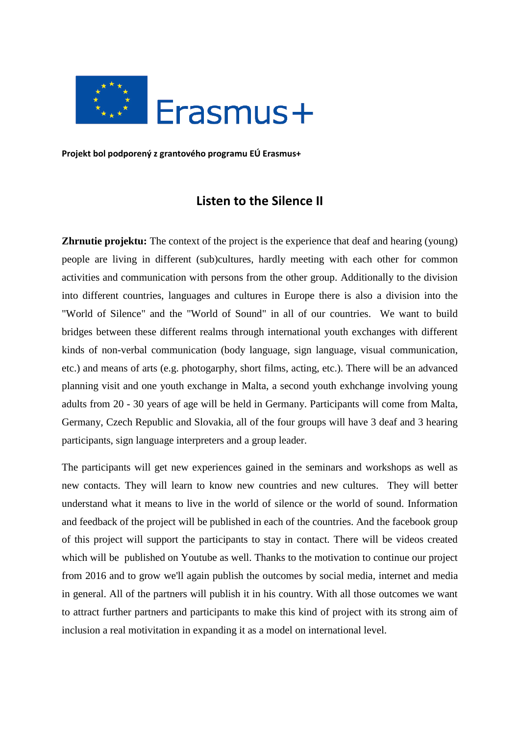Erasmus+

**Projekt bol podporený z grantového programu EÚ Erasmus+**

# Listen to the Silence II

**Zhrnutie projektu:** The context of the project is the experience that deaf and hearing (young) people are living in different (sub)cultures, hardly meeting with each other for common activities and communication with persons from the other group. Additionally to the division into different countries, languages and cultures in Europe there is also a division into the "World of Silence" and the "World of Sound" in all of our countries. We want to build bridges between these different realms through international youth exchanges with different kinds of non-verbal communication (body language, sign language, visual communication, etc.) and means of arts (e.g. photogarphy, short films, acting, etc.). There will be an advanced planning visit and one youth exchange in Malta, a second youth exhchange involving young adults from 20 - 30 years of age will be held in Germany. Participants will come from Malta, Germany, Czech Republic and Slovakia, all of the four groups will have 3 deaf and 3 hearing participants, sign language interpreters and a group leader.

The participants will get new experiences gained in the seminars and workshops as well as new contacts. They will learn to know new countries and new cultures. They will better understand what it means to live in the world of silence or the world of sound. Information and feedback of the project will be published in each of the countries. And the facebook group of this project will support the participants to stay in contact. There will be videos created which will be published on Youtube as well. Thanks to the motivation to continue our project from 2016 and to grow we'll again publish the outcomes by social media, internet and media in general. All of the partners will publish it in his country. With all those outcomes we want to attract further partners and participants to make this kind of project with its strong aim of inclusion a real motivitation in expanding it as a model on international level.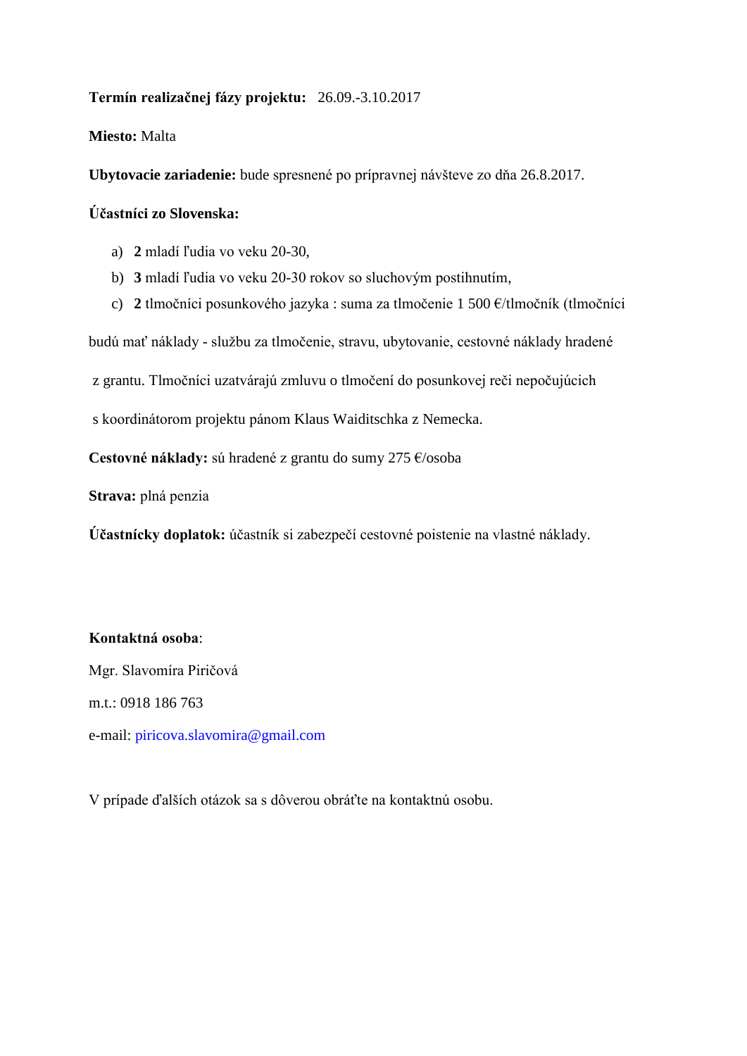**Termín realizačnej fázy projektu:** 26.09.-3.10.2017

**Miesto:** Malta

**Ubytovacie zariadenie:** bude spresnené po prípravnej návšteve zo dňa 26.8.2017.

**Účastníci zo Slovenska:**

a) **2** mladí ľudia vo veku 20-30,
b) **3** mladí ľudia vo veku 20-30 rokov so sluchovým postihnutím,
c) **2** tlmočníci posunkového jazyka : suma za tlmočenie 1 500 €/tlmočník (tlmočníci

budú mať náklady - službu za tlmočenie, stravu, ubytovanie, cestovné náklady hradené z grantu. Tlmočníci uzatvárajú zmluvu o tlmočení do posunkovej reči nepočujúcich s koordinátorom projektu pánom Klaus Waiditschka z Nemecka.

**Cestovné náklady:** sú hradené z grantu do sumy 275 €/osoba

**Strava:** plná penzia

**Účastnícky doplatok:** účastník si zabezpečí cestovné poistenie na vlastné náklady.

**Kontaktná osoba**:

Mgr. Slavomíra Piričová

m.t.: 0918 186 763

e-mail: piricova.slavomira@gmail.com

V prípade ďalších otázok sa s dôverou obráťte na kontaktnú osobu.